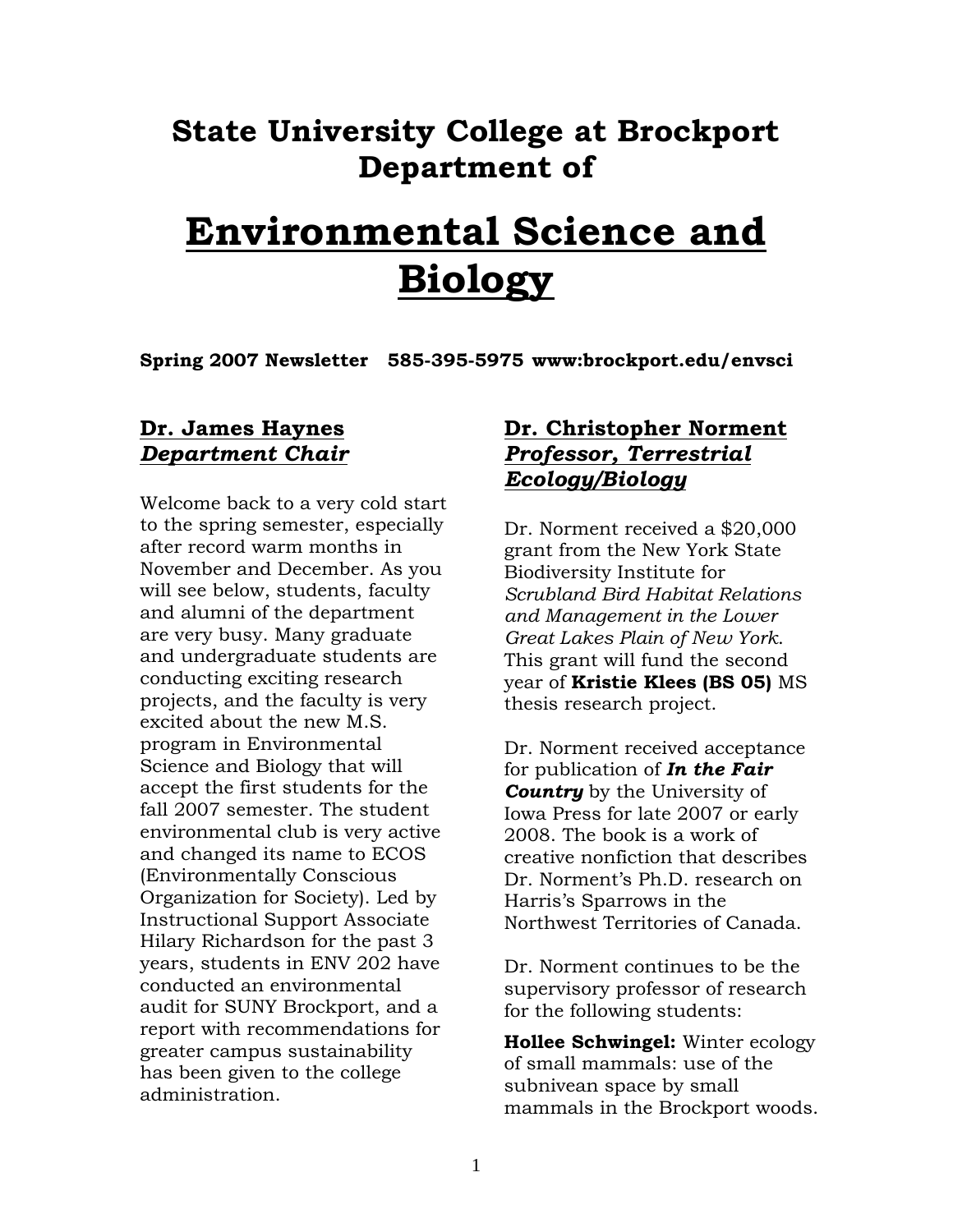# State University College at Brockport Department of

# Environmental Science and Biology

**Spring 2007 Newsletter   585-395-5975 www:brockport.edu/envsci**

## Dr. James Haynes
## *Department Chair*

Welcome back to a very cold start to the spring semester, especially after record warm months in November and December. As you will see below, students, faculty and alumni of the department are very busy. Many graduate and undergraduate students are conducting exciting research projects, and the faculty is very excited about the new M.S. program in Environmental Science and Biology that will accept the first students for the fall 2007 semester. The student environmental club is very active and changed its name to ECOS (Environmentally Conscious Organization for Society). Led by Instructional Support Associate Hilary Richardson for the past 3 years, students in ENV 202 have conducted an environmental audit for SUNY Brockport, and a report with recommendations for greater campus sustainability has been given to the college administration.

## Dr. Christopher Norment
## *Professor, Terrestrial Ecology/Biology*

Dr. Norment received a $20,000 grant from the New York State Biodiversity Institute for *Scrubland Bird Habitat Relations and Management in the Lower Great Lakes Plain of New York*. This grant will fund the second year of **Kristie Klees (BS 05)** MS thesis research project.

Dr. Norment received acceptance for publication of ***In the Fair Country*** by the University of Iowa Press for late 2007 or early 2008. The book is a work of creative nonfiction that describes Dr. Norment's Ph.D. research on Harris's Sparrows in the Northwest Territories of Canada.

Dr. Norment continues to be the supervisory professor of research for the following students:

**Hollee Schwingel:** Winter ecology of small mammals: use of the subnivean space by small mammals in the Brockport woods.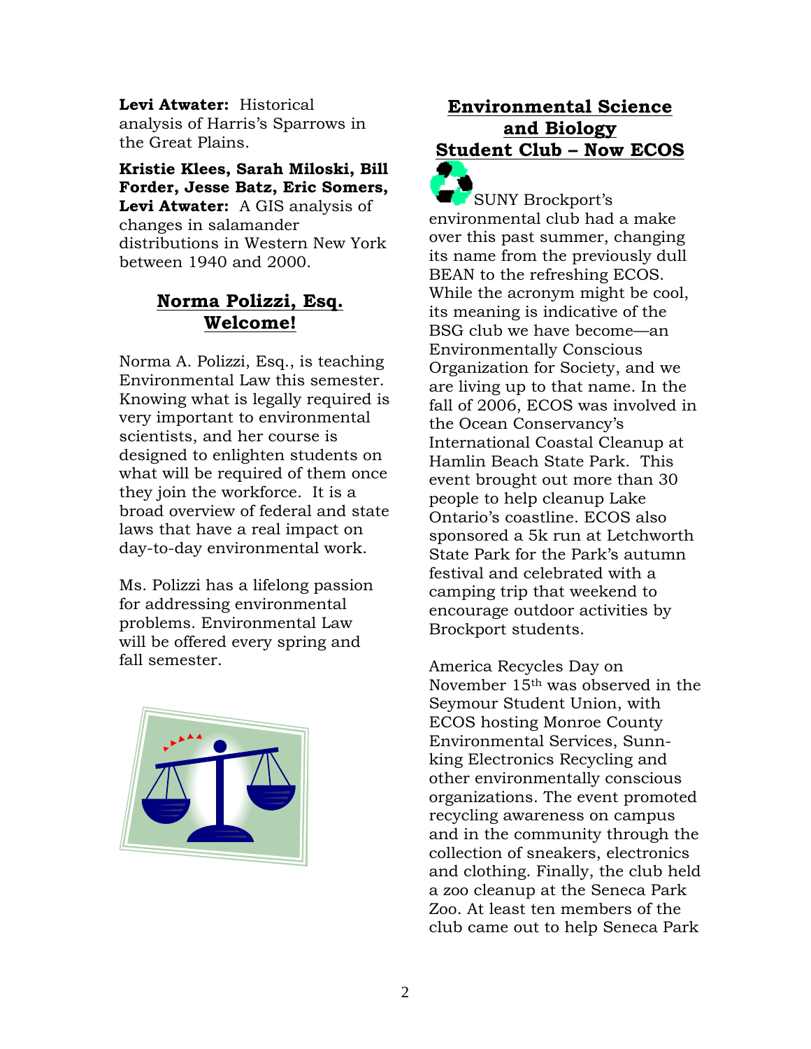**Levi Atwater:** Historical analysis of Harris's Sparrows in the Great Plains.

**Kristie Klees, Sarah Miloski, Bill Forder, Jesse Batz, Eric Somers, Levi Atwater:** A GIS analysis of changes in salamander distributions in Western New York between 1940 and 2000.

## Norma Polizzi, Esq. Welcome!

Norma A. Polizzi, Esq., is teaching Environmental Law this semester. Knowing what is legally required is very important to environmental scientists, and her course is designed to enlighten students on what will be required of them once they join the workforce. It is a broad overview of federal and state laws that have a real impact on day-to-day environmental work.

Ms. Polizzi has a lifelong passion for addressing environmental problems. Environmental Law will be offered every spring and fall semester.

## Environmental Science and Biology Student Club – Now ECOS

SUNY Brockport's environmental club had a make over this past summer, changing its name from the previously dull BEAN to the refreshing ECOS. While the acronym might be cool, its meaning is indicative of the BSG club we have become—an Environmentally Conscious Organization for Society, and we are living up to that name. In the fall of 2006, ECOS was involved in the Ocean Conservancy's International Coastal Cleanup at Hamlin Beach State Park. This event brought out more than 30 people to help cleanup Lake Ontario's coastline. ECOS also sponsored a 5k run at Letchworth State Park for the Park's autumn festival and celebrated with a camping trip that weekend to encourage outdoor activities by Brockport students.

America Recycles Day on November 15th was observed in the Seymour Student Union, with ECOS hosting Monroe County Environmental Services, Sunn-king Electronics Recycling and other environmentally conscious organizations. The event promoted recycling awareness on campus and in the community through the collection of sneakers, electronics and clothing. Finally, the club held a zoo cleanup at the Seneca Park Zoo. At least ten members of the club came out to help Seneca Park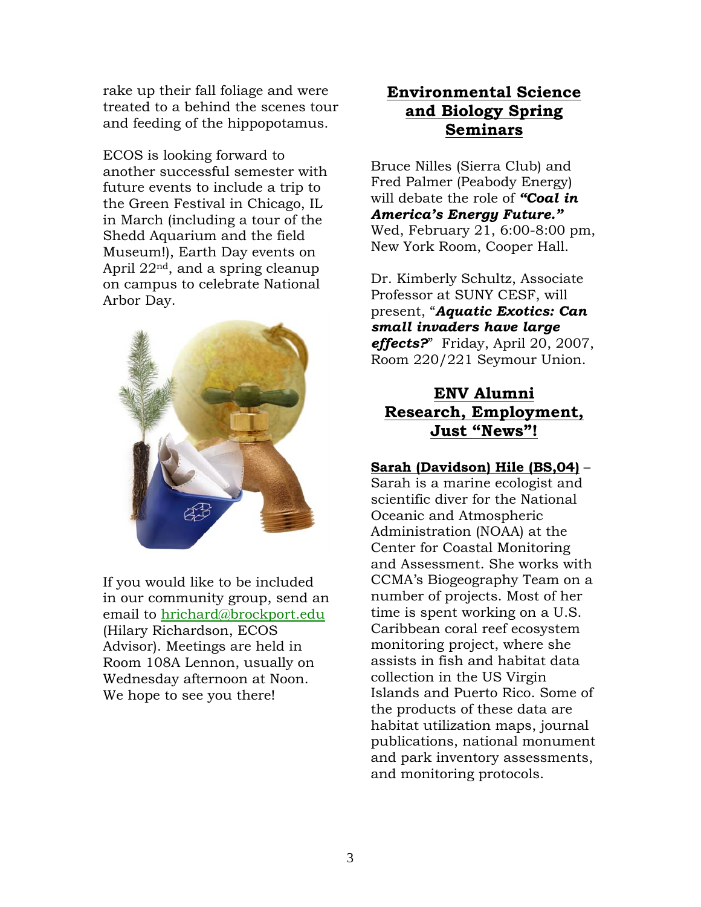rake up their fall foliage and were treated to a behind the scenes tour and feeding of the hippopotamus.

ECOS is looking forward to another successful semester with future events to include a trip to the Green Festival in Chicago, IL in March (including a tour of the Shedd Aquarium and the field Museum!), Earth Day events on April 22nd, and a spring cleanup on campus to celebrate National Arbor Day.

If you would like to be included in our community group, send an email to hrichard@brockport.edu (Hilary Richardson, ECOS Advisor). Meetings are held in Room 108A Lennon, usually on Wednesday afternoon at Noon. We hope to see you there!

## Environmental Science and Biology Spring Seminars

Bruce Nilles (Sierra Club) and Fred Palmer (Peabody Energy) will debate the role of ***"Coal in America's Energy Future."*** Wed, February 21, 6:00-8:00 pm, New York Room, Cooper Hall.

Dr. Kimberly Schultz, Associate Professor at SUNY CESF, will present, "***Aquatic Exotics: Can small invaders have large effects?***" Friday, April 20, 2007, Room 220/221 Seymour Union.

## ENV Alumni Research, Employment, Just "News"!

**Sarah (Davidson) Hile (BS,04)** – Sarah is a marine ecologist and scientific diver for the National Oceanic and Atmospheric Administration (NOAA) at the Center for Coastal Monitoring and Assessment. She works with CCMA's Biogeography Team on a number of projects. Most of her time is spent working on a U.S. Caribbean coral reef ecosystem monitoring project, where she assists in fish and habitat data collection in the US Virgin Islands and Puerto Rico. Some of the products of these data are habitat utilization maps, journal publications, national monument and park inventory assessments, and monitoring protocols.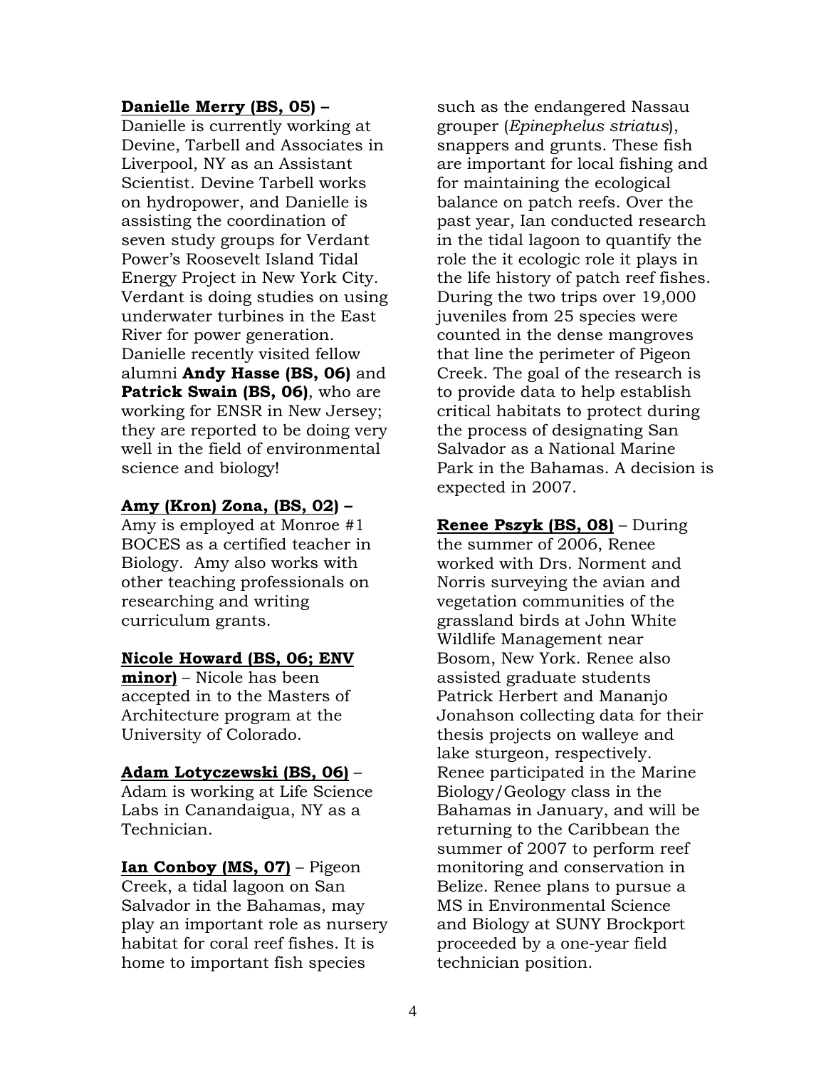**Danielle Merry (BS, 05) –** Danielle is currently working at Devine, Tarbell and Associates in Liverpool, NY as an Assistant Scientist. Devine Tarbell works on hydropower, and Danielle is assisting the coordination of seven study groups for Verdant Power's Roosevelt Island Tidal Energy Project in New York City. Verdant is doing studies on using underwater turbines in the East River for power generation. Danielle recently visited fellow alumni **Andy Hasse (BS, 06)** and **Patrick Swain (BS, 06)**, who are working for ENSR in New Jersey; they are reported to be doing very well in the field of environmental science and biology!

**Amy (Kron) Zona, (BS, 02) –** Amy is employed at Monroe #1 BOCES as a certified teacher in Biology. Amy also works with other teaching professionals on researching and writing curriculum grants.

**Nicole Howard (BS, 06; ENV minor)** – Nicole has been accepted in to the Masters of Architecture program at the University of Colorado.

**Adam Lotyczewski (BS, 06)** – Adam is working at Life Science Labs in Canandaigua, NY as a Technician.

**Ian Conboy (MS, 07)** – Pigeon Creek, a tidal lagoon on San Salvador in the Bahamas, may play an important role as nursery habitat for coral reef fishes. It is home to important fish species such as the endangered Nassau grouper (*Epinephelus striatus*), snappers and grunts. These fish are important for local fishing and for maintaining the ecological balance on patch reefs. Over the past year, Ian conducted research in the tidal lagoon to quantify the role the it ecologic role it plays in the life history of patch reef fishes. During the two trips over 19,000 juveniles from 25 species were counted in the dense mangroves that line the perimeter of Pigeon Creek. The goal of the research is to provide data to help establish critical habitats to protect during the process of designating San Salvador as a National Marine Park in the Bahamas. A decision is expected in 2007.

**Renee Pszyk (BS, 08)** – During the summer of 2006, Renee worked with Drs. Norment and Norris surveying the avian and vegetation communities of the grassland birds at John White Wildlife Management near Bosom, New York. Renee also assisted graduate students Patrick Herbert and Mananjo Jonahson collecting data for their thesis projects on walleye and lake sturgeon, respectively. Renee participated in the Marine Biology/Geology class in the Bahamas in January, and will be returning to the Caribbean the summer of 2007 to perform reef monitoring and conservation in Belize. Renee plans to pursue a MS in Environmental Science and Biology at SUNY Brockport proceeded by a one-year field technician position.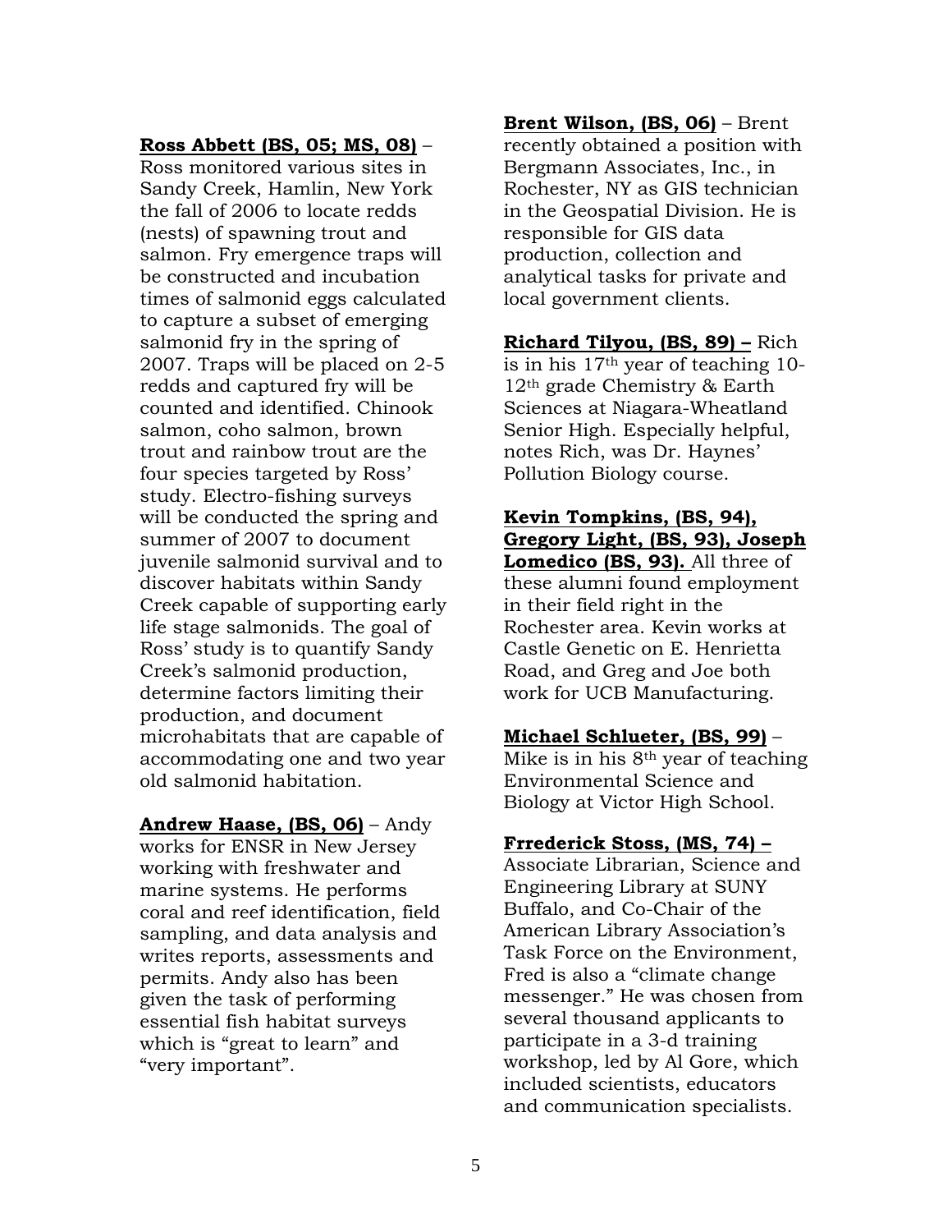**Ross Abbett (BS, 05; MS, 08)** – Ross monitored various sites in Sandy Creek, Hamlin, New York the fall of 2006 to locate redds (nests) of spawning trout and salmon. Fry emergence traps will be constructed and incubation times of salmonid eggs calculated to capture a subset of emerging salmonid fry in the spring of 2007. Traps will be placed on 2-5 redds and captured fry will be counted and identified. Chinook salmon, coho salmon, brown trout and rainbow trout are the four species targeted by Ross' study. Electro-fishing surveys will be conducted the spring and summer of 2007 to document juvenile salmonid survival and to discover habitats within Sandy Creek capable of supporting early life stage salmonids. The goal of Ross' study is to quantify Sandy Creek's salmonid production, determine factors limiting their production, and document microhabitats that are capable of accommodating one and two year old salmonid habitation.

**Andrew Haase, (BS, 06)** – Andy works for ENSR in New Jersey working with freshwater and marine systems. He performs coral and reef identification, field sampling, and data analysis and writes reports, assessments and permits. Andy also has been given the task of performing essential fish habitat surveys which is "great to learn" and "very important".

**Brent Wilson, (BS, 06)** – Brent recently obtained a position with Bergmann Associates, Inc., in Rochester, NY as GIS technician in the Geospatial Division. He is responsible for GIS data production, collection and analytical tasks for private and local government clients.

**Richard Tilyou, (BS, 89) –** Rich is in his 17th year of teaching 10-12th grade Chemistry & Earth Sciences at Niagara-Wheatland Senior High. Especially helpful, notes Rich, was Dr. Haynes' Pollution Biology course.

**Kevin Tompkins, (BS, 94), Gregory Light, (BS, 93), Joseph Lomedico (BS, 93).** All three of these alumni found employment in their field right in the Rochester area. Kevin works at Castle Genetic on E. Henrietta Road, and Greg and Joe both work for UCB Manufacturing.

**Michael Schlueter, (BS, 99)** – Mike is in his 8th year of teaching Environmental Science and Biology at Victor High School.

**Frrederick Stoss, (MS, 74) –** Associate Librarian, Science and Engineering Library at SUNY Buffalo, and Co-Chair of the American Library Association's Task Force on the Environment, Fred is also a "climate change messenger." He was chosen from several thousand applicants to participate in a 3-d training workshop, led by Al Gore, which included scientists, educators and communication specialists.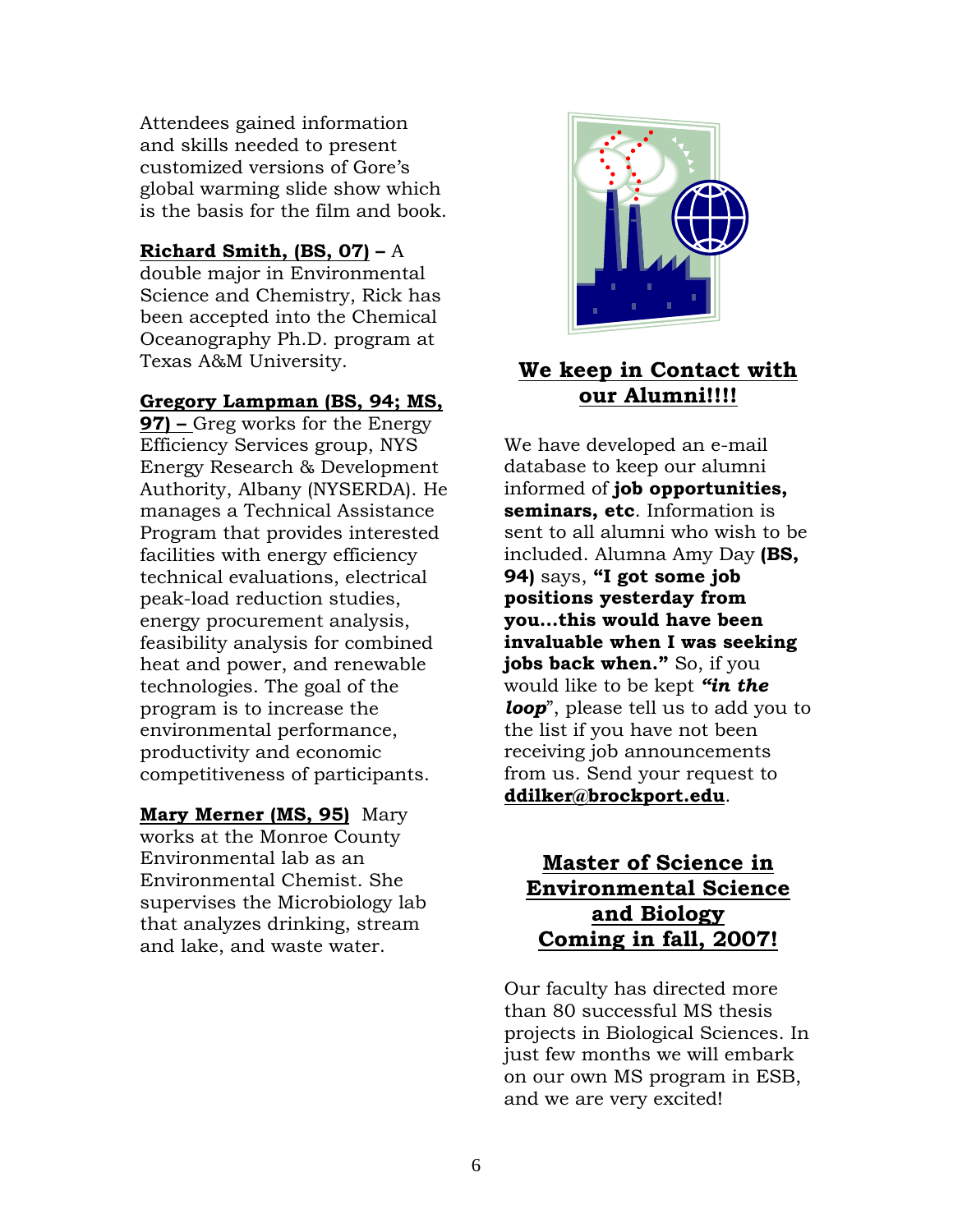Attendees gained information and skills needed to present customized versions of Gore's global warming slide show which is the basis for the film and book.

**Richard Smith, (BS, 07) –** A double major in Environmental Science and Chemistry, Rick has been accepted into the Chemical Oceanography Ph.D. program at Texas A&M University.

**Gregory Lampman (BS, 94; MS, 97) –** Greg works for the Energy Efficiency Services group, NYS Energy Research & Development Authority, Albany (NYSERDA). He manages a Technical Assistance Program that provides interested facilities with energy efficiency technical evaluations, electrical peak-load reduction studies, energy procurement analysis, feasibility analysis for combined heat and power, and renewable technologies. The goal of the program is to increase the environmental performance, productivity and economic competitiveness of participants.

**Mary Merner (MS, 95)** Mary works at the Monroe County Environmental lab as an Environmental Chemist. She supervises the Microbiology lab that analyzes drinking, stream and lake, and waste water.

## We keep in Contact with our Alumni!!!!

We have developed an e-mail database to keep our alumni informed of **job opportunities, seminars, etc**. Information is sent to all alumni who wish to be included. Alumna Amy Day **(BS, 94)** says, **"I got some job positions yesterday from you…this would have been invaluable when I was seeking jobs back when."** So, if you would like to be kept ***"in the loop***", please tell us to add you to the list if you have not been receiving job announcements from us. Send your request to **ddilker@brockport.edu**.

## Master of Science in Environmental Science and Biology Coming in fall, 2007!

Our faculty has directed more than 80 successful MS thesis projects in Biological Sciences. In just few months we will embark on our own MS program in ESB, and we are very excited!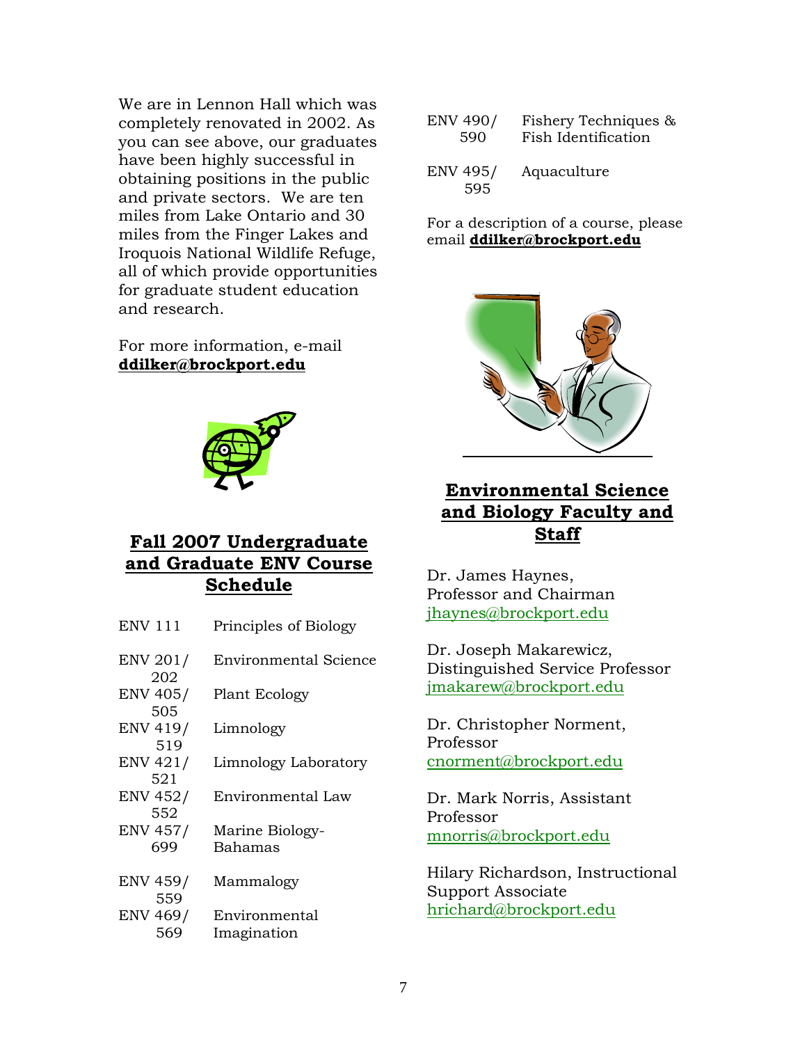We are in Lennon Hall which was completely renovated in 2002. As you can see above, our graduates have been highly successful in obtaining positions in the public and private sectors. We are ten miles from Lake Ontario and 30 miles from the Finger Lakes and Iroquois National Wildlife Refuge, all of which provide opportunities for graduate student education and research.

For more information, e-mail **ddilker@brockport.edu**

## Fall 2007 Undergraduate and Graduate ENV Course Schedule

| Course | Title |
|---|---|
| ENV 111 | Principles of Biology |
| ENV 201/202 | Environmental Science |
| ENV 405/505 | Plant Ecology |
| ENV 419/519 | Limnology |
| ENV 421/521 | Limnology Laboratory |
| ENV 452/552 | Environmental Law |
| ENV 457/699 | Marine Biology-Bahamas |
| ENV 459/559 | Mammalogy |
| ENV 469/569 | Environmental Imagination |
| ENV 490/590 | Fishery Techniques & Fish Identification |
| ENV 495/595 | Aquaculture |

For a description of a course, please email **ddilker@brockport.edu**

## Environmental Science and Biology Faculty and Staff

Dr. James Haynes, Professor and Chairman
jhaynes@brockport.edu

Dr. Joseph Makarewicz, Distinguished Service Professor
jmakarew@brockport.edu

Dr. Christopher Norment, Professor
cnorment@brockport.edu

Dr. Mark Norris, Assistant Professor
mnorris@brockport.edu

Hilary Richardson, Instructional Support Associate
hrichard@brockport.edu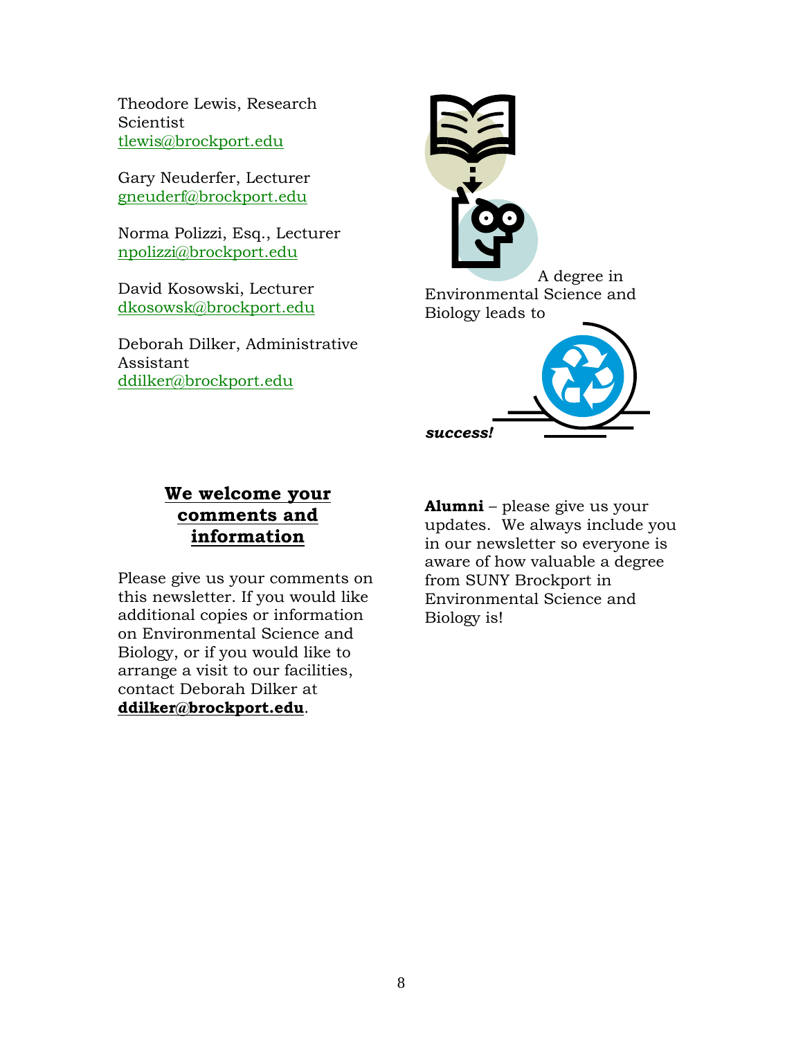Theodore Lewis, Research Scientist
tlewis@brockport.edu

Gary Neuderfer, Lecturer
gneuderf@brockport.edu

Norma Polizzi, Esq., Lecturer
npolizzi@brockport.edu

David Kosowski, Lecturer
dkosowsk@brockport.edu

Deborah Dilker, Administrative Assistant
ddilker@brockport.edu

A degree in Environmental Science and Biology leads to

***success!***

## We welcome your comments and information

Please give us your comments on this newsletter. If you would like additional copies or information on Environmental Science and Biology, or if you would like to arrange a visit to our facilities, contact Deborah Dilker at **ddilker@brockport.edu**.

**Alumni** – please give us your updates. We always include you in our newsletter so everyone is aware of how valuable a degree from SUNY Brockport in Environmental Science and Biology is!